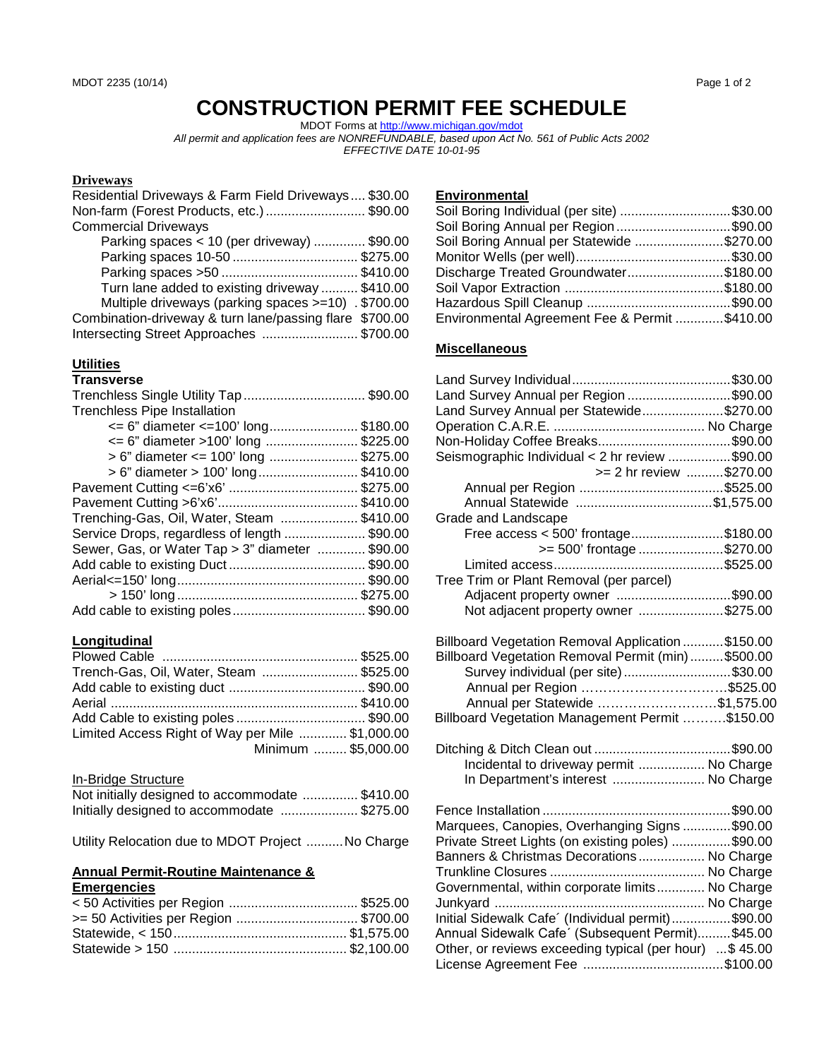MDOT 2235 (10/14)

# CONSTRUCTION PERMIT FEE SCHEDULE

MDOT Forms at http://www.michigan.gov/mdot

*All permit and application fees are NONREFUNDABLE, based upon Act No. 561 of Public Acts 2002*

*EFFECTIVE DATE 10-01-95*

## Driveways

| Item | Fee |
|---|---|
| Residential Driveways & Farm Field Driveways | $30.00 |
| Non-farm (Forest Products, etc.) | $90.00 |
| Commercial Driveways | |
| Parking spaces < 10 (per driveway) | $90.00 |
| Parking spaces 10-50 | $275.00 |
| Parking spaces >50 | $410.00 |
| Turn lane added to existing driveway | $410.00 |
| Multiple driveways (parking spaces >=10) | $700.00 |
| Combination-driveway & turn lane/passing flare | $700.00 |
| Intersecting Street Approaches | $700.00 |

## Utilities

### Transverse

| Item | Fee |
|---|---|
| Trenchless Single Utility Tap | $90.00 |
| Trenchless Pipe Installation | |
| <= 6" diameter <=100' long | $180.00 |
| <= 6" diameter >100' long | $225.00 |
| > 6" diameter <= 100' long | $275.00 |
| > 6" diameter > 100' long | $410.00 |
| Pavement Cutting <=6'x6' | $275.00 |
| Pavement Cutting >6'x6' | $410.00 |
| Trenching-Gas, Oil, Water, Steam | $410.00 |
| Service Drops, regardless of length | $90.00 |
| Sewer, Gas, or Water Tap > 3" diameter | $90.00 |
| Add cable to existing Duct | $90.00 |
| Aerial<=150' long | $90.00 |
| > 150' long | $275.00 |
| Add cable to existing poles | $90.00 |

### Longitudinal

| Item | Fee |
|---|---|
| Plowed Cable | $525.00 |
| Trench-Gas, Oil, Water, Steam | $525.00 |
| Add cable to existing duct | $90.00 |
| Aerial | $410.00 |
| Add Cable to existing poles | $90.00 |
| Limited Access Right of Way per Mile | $1,000.00 |
| Minimum | $5,000.00 |

### In-Bridge Structure

| Item | Fee |
|---|---|
| Not initially designed to accommodate | $410.00 |
| Initially designed to accommodate | $275.00 |

Utility Relocation due to MDOT Project .......... No Charge

### Annual Permit-Routine Maintenance & Emergencies

| Item | Fee |
|---|---|
| < 50 Activities per Region | $525.00 |
| >= 50 Activities per Region | $700.00 |
| Statewide, < 150 | $1,575.00 |
| Statewide > 150 | $2,100.00 |

## Environmental

| Item | Fee |
|---|---|
| Soil Boring Individual (per site) | $30.00 |
| Soil Boring Annual per Region | $90.00 |
| Soil Boring Annual per Statewide | $270.00 |
| Monitor Wells (per well) | $30.00 |
| Discharge Treated Groundwater | $180.00 |
| Soil Vapor Extraction | $180.00 |
| Hazardous Spill Cleanup | $90.00 |
| Environmental Agreement Fee & Permit | $410.00 |

## Miscellaneous

| Item | Fee |
|---|---|
| Land Survey Individual | $30.00 |
| Land Survey Annual per Region | $90.00 |
| Land Survey Annual per Statewide | $270.00 |
| Operation C.A.R.E. | No Charge |
| Non-Holiday Coffee Breaks | $90.00 |
| Seismographic Individual < 2 hr review | $90.00 |
| >= 2 hr review | $270.00 |
| Annual per Region | $525.00 |
| Annual Statewide | $1,575.00 |
| Grade and Landscape | |
| Free access < 500' frontage | $180.00 |
| >= 500' frontage | $270.00 |
| Limited access | $525.00 |
| Tree Trim or Plant Removal (per parcel) | |
| Adjacent property owner | $90.00 |
| Not adjacent property owner | $275.00 |
| Billboard Vegetation Removal Application | $150.00 |
| Billboard Vegetation Removal Permit (min) | $500.00 |
| Survey individual (per site) | $30.00 |
| Annual per Region | $525.00 |
| Annual per Statewide | $1,575.00 |
| Billboard Vegetation Management Permit | $150.00 |
| Ditching & Ditch Clean out | $90.00 |
| Incidental to driveway permit | No Charge |
| In Department's interest | No Charge |
| Fence Installation | $90.00 |
| Marquees, Canopies, Overhanging Signs | $90.00 |
| Private Street Lights (on existing poles) | $90.00 |
| Banners & Christmas Decorations | No Charge |
| Trunkline Closures | No Charge |
| Governmental, within corporate limits | No Charge |
| Junkyard | No Charge |
| Initial Sidewalk Cafe´ (Individual permit) | $90.00 |
| Annual Sidewalk Cafe´ (Subsequent Permit) | $45.00 |
| Other, or reviews exceeding typical (per hour) | $ 45.00 |
| License Agreement Fee | $100.00 |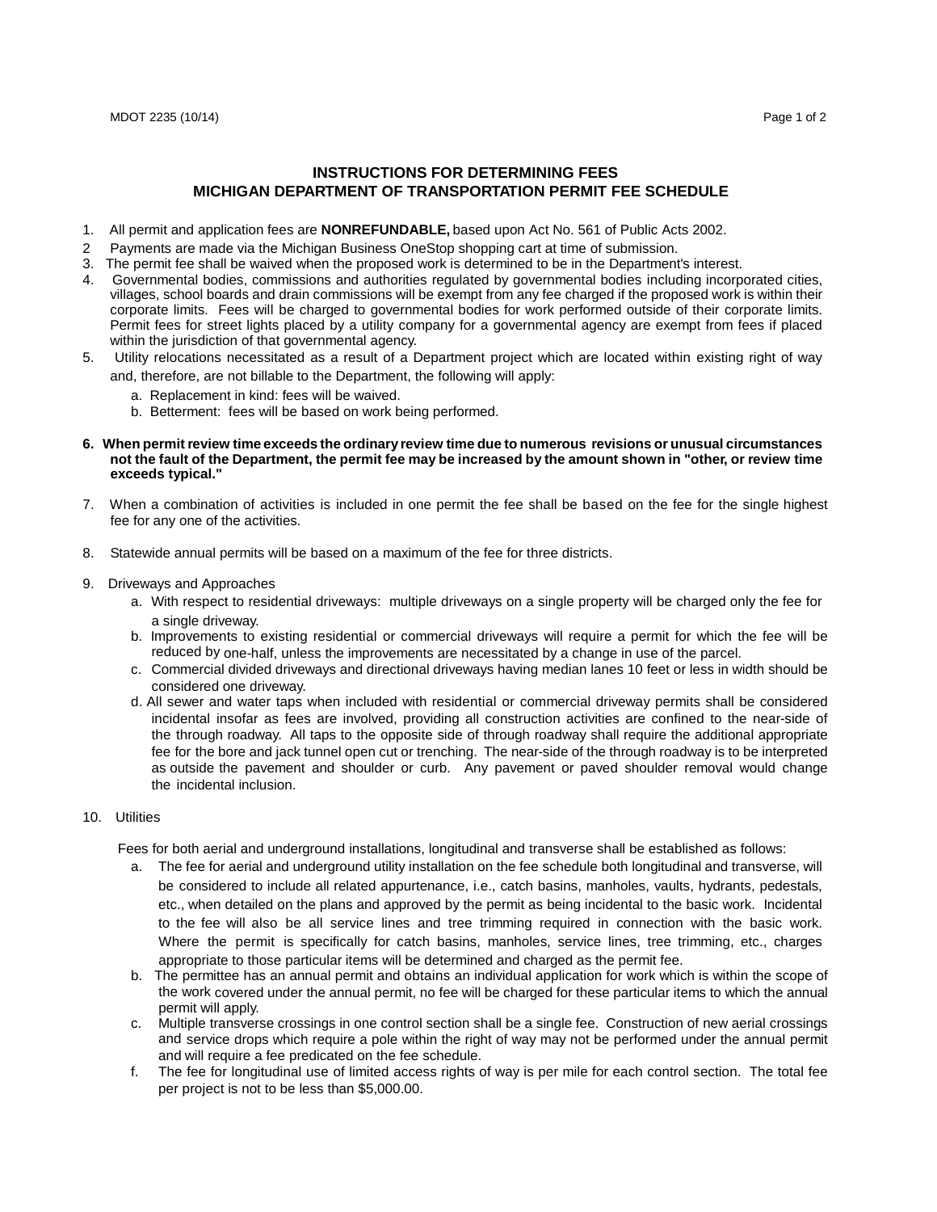# INSTRUCTIONS FOR DETERMINING FEES
# MICHIGAN DEPARTMENT OF TRANSPORTATION PERMIT FEE SCHEDULE

1. All permit and application fees are **NONREFUNDABLE,** based upon Act No. 561 of Public Acts 2002.
2. Payments are made via the Michigan Business OneStop shopping cart at time of submission.
3. The permit fee shall be waived when the proposed work is determined to be in the Department's interest.
4. Governmental bodies, commissions and authorities regulated by governmental bodies including incorporated cities, villages, school boards and drain commissions will be exempt from any fee charged if the proposed work is within their corporate limits. Fees will be charged to governmental bodies for work performed outside of their corporate limits. Permit fees for street lights placed by a utility company for a governmental agency are exempt from fees if placed within the jurisdiction of that governmental agency.
5. Utility relocations necessitated as a result of a Department project which are located within existing right of way and, therefore, are not billable to the Department, the following will apply:
   a. Replacement in kind: fees will be waived.
   b. Betterment: fees will be based on work being performed.
6. **When permit review time exceeds the ordinary review time due to numerous revisions or unusual circumstances not the fault of the Department, the permit fee may be increased by the amount shown in "other, or review time exceeds typical."**
7. When a combination of activities is included in one permit the fee shall be based on the fee for the single highest fee for any one of the activities.
8. Statewide annual permits will be based on a maximum of the fee for three districts.
9. Driveways and Approaches
   a. With respect to residential driveways: multiple driveways on a single property will be charged only the fee for a single driveway.
   b. Improvements to existing residential or commercial driveways will require a permit for which the fee will be reduced by one-half, unless the improvements are necessitated by a change in use of the parcel.
   c. Commercial divided driveways and directional driveways having median lanes 10 feet or less in width should be considered one driveway.
   d. All sewer and water taps when included with residential or commercial driveway permits shall be considered incidental insofar as fees are involved, providing all construction activities are confined to the near-side of the through roadway. All taps to the opposite side of through roadway shall require the additional appropriate fee for the bore and jack tunnel open cut or trenching. The near-side of the through roadway is to be interpreted as outside the pavement and shoulder or curb. Any pavement or paved shoulder removal would change the incidental inclusion.
10. Utilities

    Fees for both aerial and underground installations, longitudinal and transverse shall be established as follows:

    a. The fee for aerial and underground utility installation on the fee schedule both longitudinal and transverse, will be considered to include all related appurtenance, i.e., catch basins, manholes, vaults, hydrants, pedestals, etc., when detailed on the plans and approved by the permit as being incidental to the basic work. Incidental to the fee will also be all service lines and tree trimming required in connection with the basic work. Where the permit is specifically for catch basins, manholes, service lines, tree trimming, etc., charges appropriate to those particular items will be determined and charged as the permit fee.
    b. The permittee has an annual permit and obtains an individual application for work which is within the scope of the work covered under the annual permit, no fee will be charged for these particular items to which the annual permit will apply.
    c. Multiple transverse crossings in one control section shall be a single fee. Construction of new aerial crossings and service drops which require a pole within the right of way may not be performed under the annual permit and will require a fee predicated on the fee schedule.
    f. The fee for longitudinal use of limited access rights of way is per mile for each control section. The total fee per project is not to be less than $5,000.00.